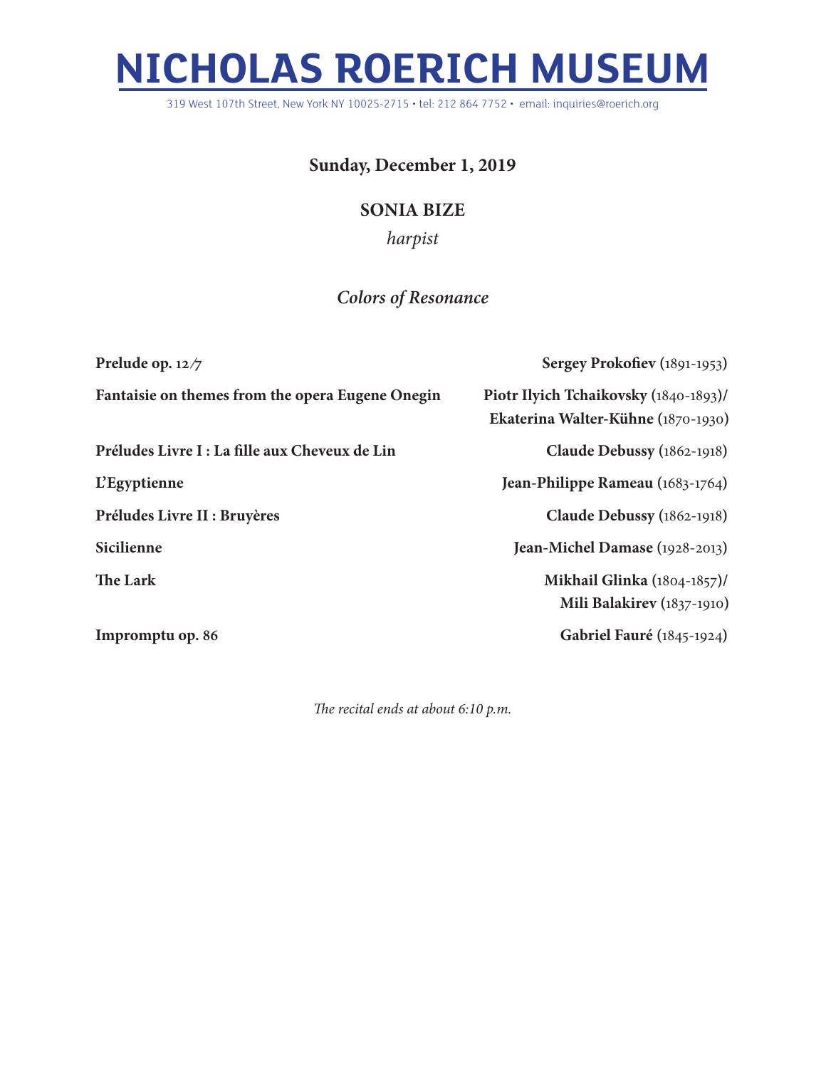# NICHOLAS ROERICH MUSEUM

319 West 107th Street, New York NY 10025-2715 • tel: 212 864 7752 • email: inquiries@roerich.org

**Sunday, December 1, 2019**

**SONIA BIZE**

*harpist*

***Colors of Resonance***

| | |
|---|---|
| **Prelude op. 12/7** | **Sergey Prokofiev** (1891-1953) |
| **Fantaisie on themes from the opera Eugene Onegin** | **Piotr Ilyich Tchaikovsky** (1840-1893)/ **Ekaterina Walter-Kühne** (1870-1930) |
| **Préludes Livre I : La fille aux Cheveux de Lin** | **Claude Debussy** (1862-1918) |
| **L'Egyptienne** | **Jean-Philippe Rameau** (1683-1764) |
| **Préludes Livre II : Bruyères** | **Claude Debussy** (1862-1918) |
| **Sicilienne** | **Jean-Michel Damase** (1928-2013) |
| **The Lark** | **Mikhail Glinka** (1804-1857)/ **Mili Balakirev** (1837-1910) |
| **Impromptu op. 86** | **Gabriel Fauré** (1845-1924) |

*The recital ends at about 6:10 p.m.*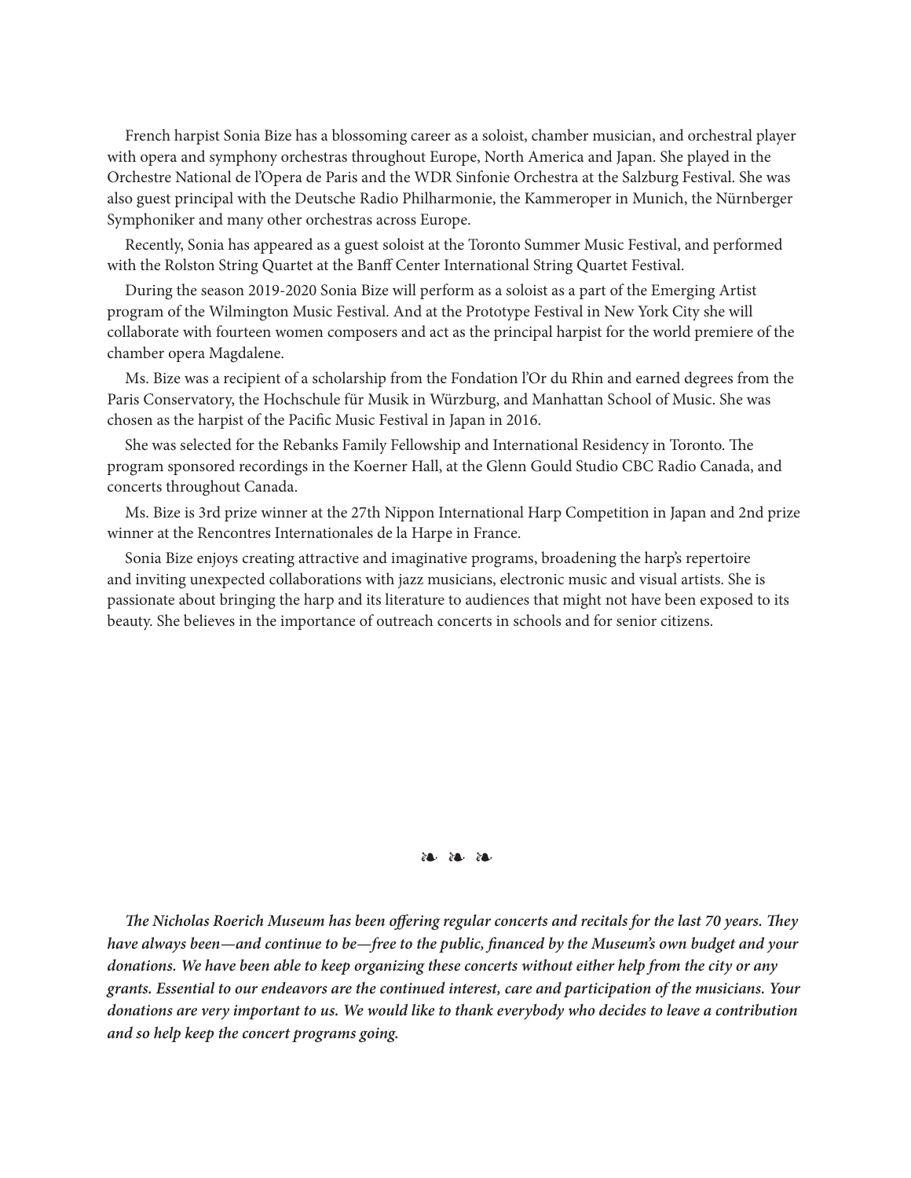French harpist Sonia Bize has a blossoming career as a soloist, chamber musician, and orchestral player with opera and symphony orchestras throughout Europe, North America and Japan. She played in the Orchestre National de l'Opera de Paris and the WDR Sinfonie Orchestra at the Salzburg Festival. She was also guest principal with the Deutsche Radio Philharmonie, the Kammeroper in Munich, the Nürnberger Symphoniker and many other orchestras across Europe.

Recently, Sonia has appeared as a guest soloist at the Toronto Summer Music Festival, and performed with the Rolston String Quartet at the Banff Center International String Quartet Festival.

During the season 2019-2020 Sonia Bize will perform as a soloist as a part of the Emerging Artist program of the Wilmington Music Festival. And at the Prototype Festival in New York City she will collaborate with fourteen women composers and act as the principal harpist for the world premiere of the chamber opera Magdalene.

Ms. Bize was a recipient of a scholarship from the Fondation l'Or du Rhin and earned degrees from the Paris Conservatory, the Hochschule für Musik in Würzburg, and Manhattan School of Music. She was chosen as the harpist of the Pacific Music Festival in Japan in 2016.

She was selected for the Rebanks Family Fellowship and International Residency in Toronto. The program sponsored recordings in the Koerner Hall, at the Glenn Gould Studio CBC Radio Canada, and concerts throughout Canada.

Ms. Bize is 3rd prize winner at the 27th Nippon International Harp Competition in Japan and 2nd prize winner at the Rencontres Internationales de la Harpe in France.

Sonia Bize enjoys creating attractive and imaginative programs, broadening the harp's repertoire and inviting unexpected collaborations with jazz musicians, electronic music and visual artists. She is passionate about bringing the harp and its literature to audiences that might not have been exposed to its beauty. She believes in the importance of outreach concerts in schools and for senior citizens.

❧ ❧ ❧

***The Nicholas Roerich Museum has been offering regular concerts and recitals for the last 70 years. They have always been—and continue to be—free to the public, financed by the Museum's own budget and your donations. We have been able to keep organizing these concerts without either help from the city or any grants. Essential to our endeavors are the continued interest, care and participation of the musicians. Your donations are very important to us. We would like to thank everybody who decides to leave a contribution and so help keep the concert programs going.***